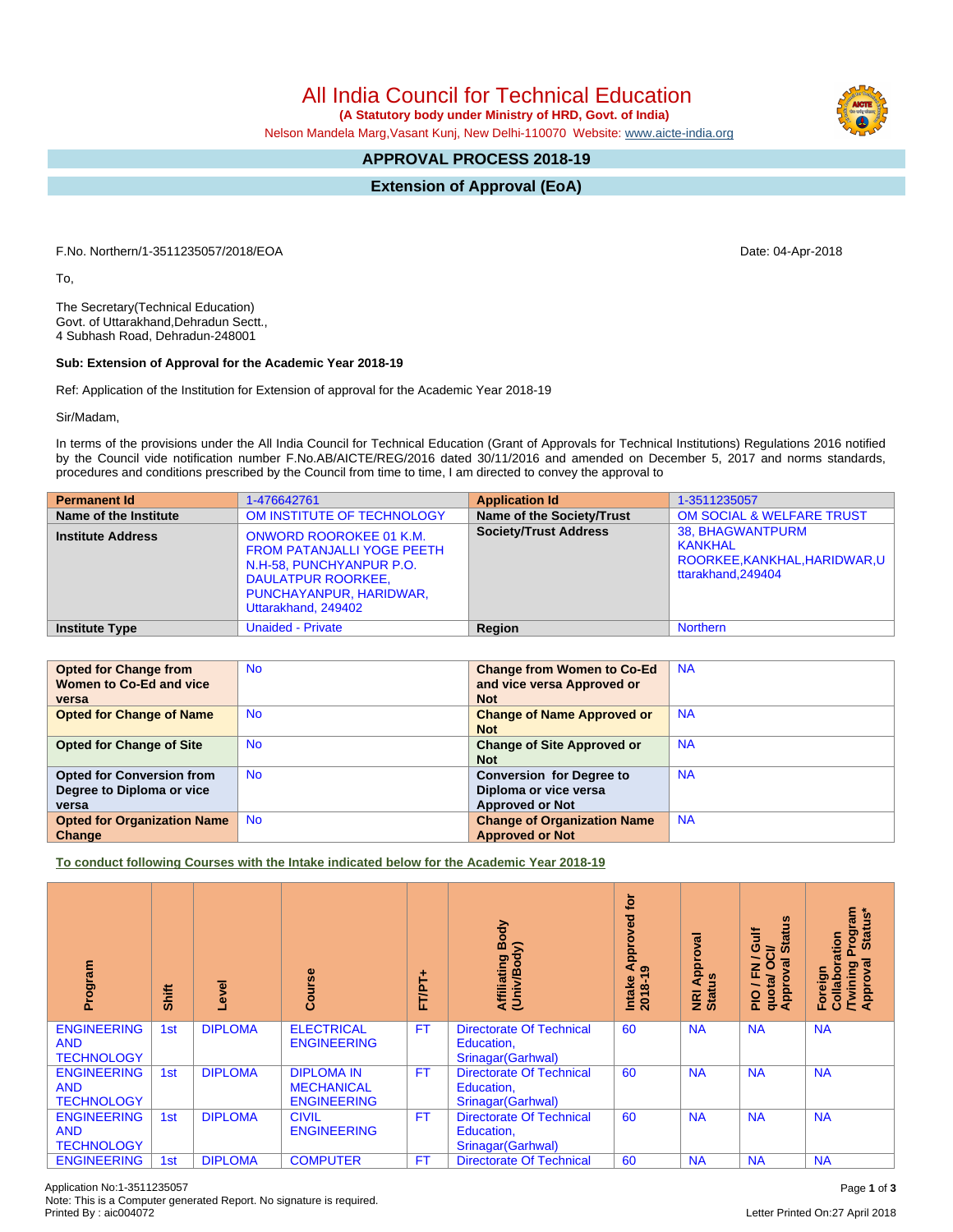# All India Council for Technical Education

**(A Statutory body under Ministry of HRD, Govt. of India)**

Nelson Mandela Marg,Vasant Kunj, New Delhi-110070 Website: www.aicte-india.org

## APPROVAL PROCESS 2018-19

## Extension of Approval (EoA)

F.No. Northern/1-3511235057/2018/EOA

Date: 04-Apr-2018

To,

The Secretary(Technical Education)
Govt. of Uttarakhand,Dehradun Sectt.,
4 Subhash Road, Dehradun-248001

**Sub: Extension of Approval for the Academic Year 2018-19**

Ref: Application of the Institution for Extension of approval for the Academic Year 2018-19

Sir/Madam,

In terms of the provisions under the All India Council for Technical Education (Grant of Approvals for Technical Institutions) Regulations 2016 notified by the Council vide notification number F.No.AB/AICTE/REG/2016 dated 30/11/2016 and amended on December 5, 2017 and norms standards, procedures and conditions prescribed by the Council from time to time, I am directed to convey the approval to

| **Permanent Id** | 1-476642761 | **Application Id** | 1-3511235057 |
|---|---|---|---|
| **Name of the Institute** | OM INSTITUTE OF TECHNOLOGY | **Name of the Society/Trust** | OM SOCIAL & WELFARE TRUST |
| **Institute Address** | ONWORD ROOROKEE 01 K.M. FROM PATANJALLI YOGE PEETH N.H-58, PUNCHYANPUR P.O. DAULATPUR ROORKEE, PUNCHAYANPUR, HARIDWAR, Uttarakhand, 249402 | **Society/Trust Address** | 38, BHAGWANTPURM KANKHAL ROORKEE,KANKHAL,HARIDWAR,Uttarakhand,249404 |
| **Institute Type** | Unaided - Private | **Region** | Northern |

| **Opted for Change from Women to Co-Ed and vice versa** | No | **Change from Women to Co-Ed and vice versa Approved or Not** | NA |
|---|---|---|---|
| **Opted for Change of Name** | No | **Change of Name Approved or Not** | NA |
| **Opted for Change of Site** | No | **Change of Site Approved or Not** | NA |
| **Opted for Conversion from Degree to Diploma or vice versa** | No | **Conversion for Degree to Diploma or vice versa Approved or Not** | NA |
| **Opted for Organization Name Change** | No | **Change of Organization Name Approved or Not** | NA |

**To conduct following Courses with the Intake indicated below for the Academic Year 2018-19**

| Program | Shift | Level | Course | FT/PT+ | Affiliating Body (Univ/Body) | Intake Approved for 2018-19 | NRI Approval Status | PIO / FN / Gulf quota/ OCI/ Approval Status | Foreign Collaboration /Twining Program Approval Status* |
|---|---|---|---|---|---|---|---|---|---|
| ENGINEERING AND TECHNOLOGY | 1st | DIPLOMA | ELECTRICAL ENGINEERING | FT | Directorate Of Technical Education, Srinagar(Garhwal) | 60 | NA | NA | NA |
| ENGINEERING AND TECHNOLOGY | 1st | DIPLOMA | DIPLOMA IN MECHANICAL ENGINEERING | FT | Directorate Of Technical Education, Srinagar(Garhwal) | 60 | NA | NA | NA |
| ENGINEERING AND TECHNOLOGY | 1st | DIPLOMA | CIVIL ENGINEERING | FT | Directorate Of Technical Education, Srinagar(Garhwal) | 60 | NA | NA | NA |
| ENGINEERING | 1st | DIPLOMA | COMPUTER | FT | Directorate Of Technical | 60 | NA | NA | NA |

Application No:1-3511235057
Note: This is a Computer generated Report. No signature is required.
Printed By : aic004072

Letter Printed On:27 April 2018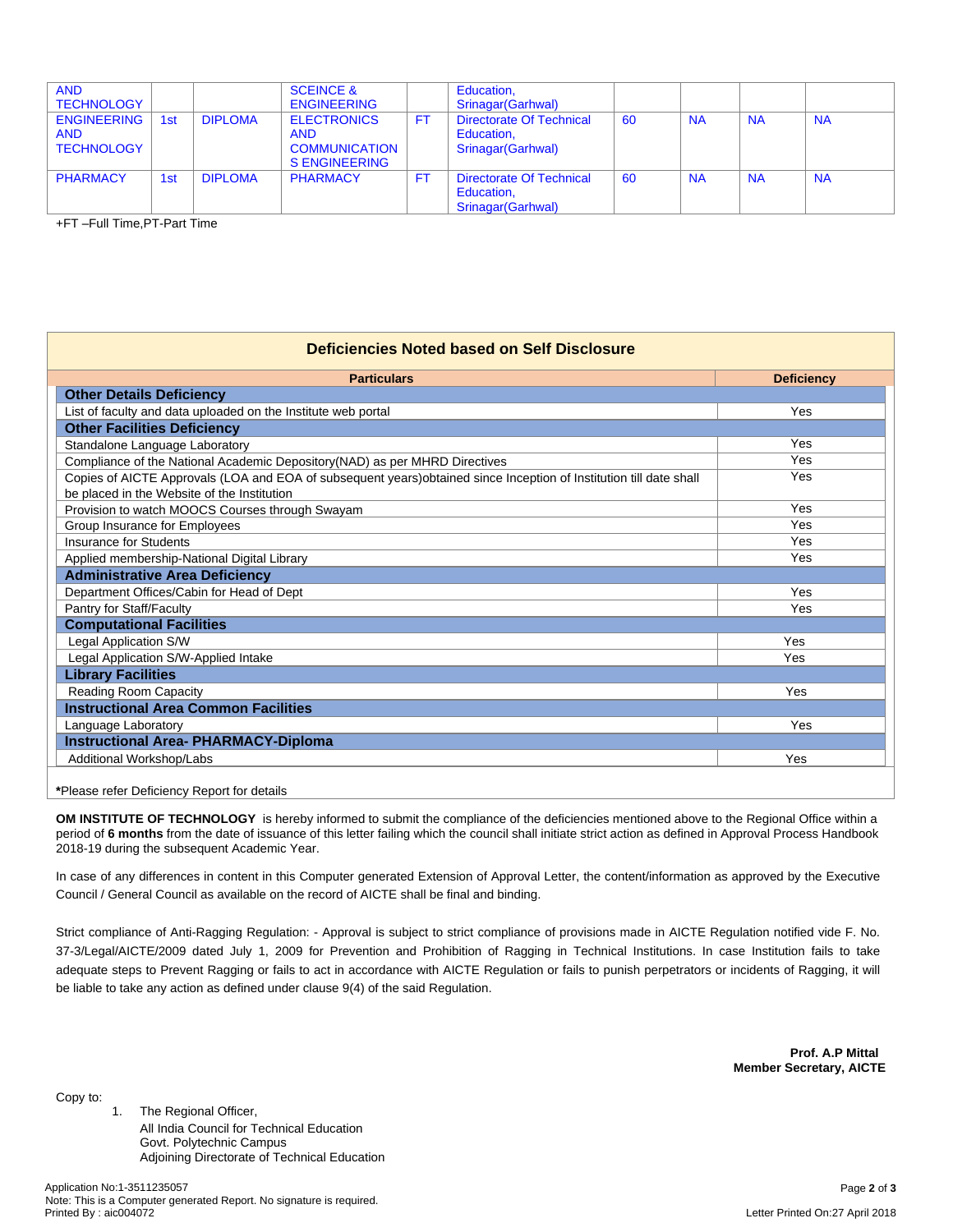| | | | | | | | | | |
|---|---|---|---|---|---|---|---|---|---|
| AND TECHNOLOGY | | | SCEINCE & ENGINEERING | | Education, Srinagar(Garhwal) | | | | |
| ENGINEERING AND TECHNOLOGY | 1st | DIPLOMA | ELECTRONICS AND COMMUNICATION S ENGINEERING | FT | Directorate Of Technical Education, Srinagar(Garhwal) | 60 | NA | NA | NA |
| PHARMACY | 1st | DIPLOMA | PHARMACY | FT | Directorate Of Technical Education, Srinagar(Garhwal) | 60 | NA | NA | NA |

+FT –Full Time,PT-Part Time

## Deficiencies Noted based on Self Disclosure

| Particulars | Deficiency |
|---|---|
| **Other Details Deficiency** | |
| List of faculty and data uploaded on the Institute web portal | Yes |
| **Other Facilities Deficiency** | |
| Standalone Language Laboratory | Yes |
| Compliance of the National Academic Depository(NAD) as per MHRD Directives | Yes |
| Copies of AICTE Approvals (LOA and EOA of subsequent years)obtained since Inception of Institution till date shall be placed in the Website of the Institution | Yes |
| Provision to watch MOOCS Courses through Swayam | Yes |
| Group Insurance for Employees | Yes |
| Insurance for Students | Yes |
| Applied membership-National Digital Library | Yes |
| **Administrative Area Deficiency** | |
| Department Offices/Cabin for Head of Dept | Yes |
| Pantry for Staff/Faculty | Yes |
| **Computational Facilities** | |
| Legal Application S/W | Yes |
| Legal Application S/W-Applied Intake | Yes |
| **Library Facilities** | |
| Reading Room Capacity | Yes |
| **Instructional Area Common Facilities** | |
| Language Laboratory | Yes |
| **Instructional Area- PHARMACY-Diploma** | |
| Additional Workshop/Labs | Yes |

***Please refer Deficiency Report for details**

**OM INSTITUTE OF TECHNOLOGY** is hereby informed to submit the compliance of the deficiencies mentioned above to the Regional Office within a period of **6 months** from the date of issuance of this letter failing which the council shall initiate strict action as defined in Approval Process Handbook 2018-19 during the subsequent Academic Year.

In case of any differences in content in this Computer generated Extension of Approval Letter, the content/information as approved by the Executive Council / General Council as available on the record of AICTE shall be final and binding.

Strict compliance of Anti-Ragging Regulation: - Approval is subject to strict compliance of provisions made in AICTE Regulation notified vide F. No. 37-3/Legal/AICTE/2009 dated July 1, 2009 for Prevention and Prohibition of Ragging in Technical Institutions. In case Institution fails to take adequate steps to Prevent Ragging or fails to act in accordance with AICTE Regulation or fails to punish perpetrators or incidents of Ragging, it will be liable to take any action as defined under clause 9(4) of the said Regulation.

**Prof. A.P Mittal**
**Member Secretary, AICTE**

Copy to:

1. The Regional Officer,
   All India Council for Technical Education
   Govt. Polytechnic Campus
   Adjoining Directorate of Technical Education

Application No:1-3511235057
Note: This is a Computer generated Report. No signature is required.
Printed By : aic004072

Letter Printed On:27 April 2018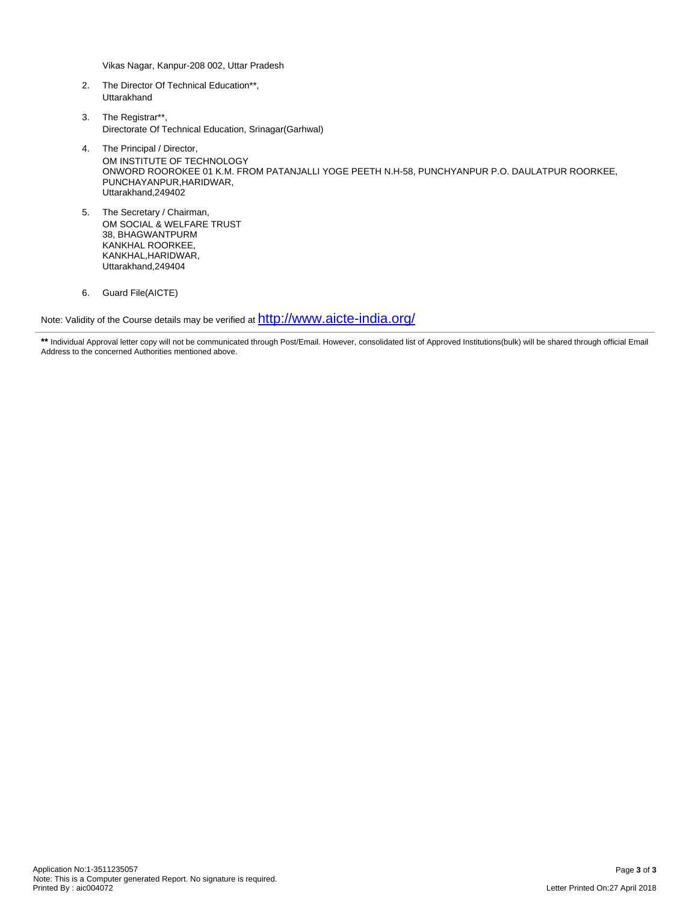Vikas Nagar, Kanpur-208 002, Uttar Pradesh

2. The Director Of Technical Education**,
   Uttarakhand

3. The Registrar**,
   Directorate Of Technical Education, Srinagar(Garhwal)

4. The Principal / Director,
   OM INSTITUTE OF TECHNOLOGY
   ONWORD ROOROKEE 01 K.M. FROM PATANJALLI YOGE PEETH N.H-58, PUNCHYANPUR P.O. DAULATPUR ROORKEE,
   PUNCHAYANPUR,HARIDWAR,
   Uttarakhand,249402

5. The Secretary / Chairman,
   OM SOCIAL & WELFARE TRUST
   38, BHAGWANTPURM
   KANKHAL ROORKEE,
   KANKHAL,HARIDWAR,
   Uttarakhand,249404

6. Guard File(AICTE)

Note: Validity of the Course details may be verified at http://www.aicte-india.org/

---

**** Individual Approval letter copy will not be communicated through Post/Email. However, consolidated list of Approved Institutions(bulk) will be shared through official Email Address to the concerned Authorities mentioned above.

Application No:1-3511235057
Note: This is a Computer generated Report. No signature is required.
Printed By : aic004072

Letter Printed On:27 April 2018